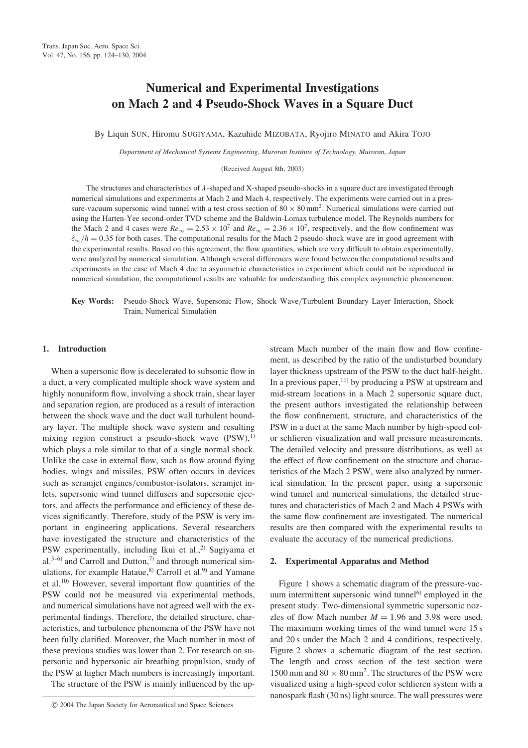# Numerical and Experimental Investigations on Mach 2 and 4 Pseudo-Shock Waves in a Square Duct

By Liqun SUN, Hiromu SUGIYAMA, Kazuhide MIZOBATA, Ryojiro MINATO and Akira TOJO

*Department of Mechanical Systems Engineering, Muroran Institute of Technology, Muroran, Japan*

(Received August 8th, 2003)

The structures and characteristics of $\lambda$-shaped and X-shaped pseudo-shocks in a square duct are investigated through numerical simulations and experiments at Mach 2 and Mach 4, respectively. The experiments were carried out in a pressure-vacuum supersonic wind tunnel with a test cross section of $80 \times 80\,\text{mm}^2$. Numerical simulations were carried out using the Harten-Yee second-order TVD scheme and the Baldwin-Lomax turbulence model. The Reynolds numbers for the Mach 2 and 4 cases were $Re_\infty = 2.53 \times 10^7$ and $Re_\infty = 2.36 \times 10^7$, respectively, and the flow confinement was $\delta_\infty/h = 0.35$ for both cases. The computational results for the Mach 2 pseudo-shock wave are in good agreement with the experimental results. Based on this agreement, the flow quantities, which are very difficult to obtain experimentally, were analyzed by numerical simulation. Although several differences were found between the computational results and experiments in the case of Mach 4 due to asymmetric characteristics in experiment which could not be reproduced in numerical simulation, the computational results are valuable for understanding this complex asymmetric phenomenon.

**Key Words:** Pseudo-Shock Wave, Supersonic Flow, Shock Wave/Turbulent Boundary Layer Interaction, Shock Train, Numerical Simulation

## 1. Introduction

When a supersonic flow is decelerated to subsonic flow in a duct, a very complicated multiple shock wave system and highly nonuniform flow, involving a shock train, shear layer and separation region, are produced as a result of interaction between the shock wave and the duct wall turbulent boundary layer. The multiple shock wave system and resulting mixing region construct a pseudo-shock wave (PSW),[1] which plays a role similar to that of a single normal shock. Unlike the case in external flow, such as flow around flying bodies, wings and missiles, PSW often occurs in devices such as scramjet engines/combustor-isolators, scramjet inlets, supersonic wind tunnel diffusers and supersonic ejectors, and affects the performance and efficiency of these devices significantly. Therefore, study of the PSW is very important in engineering applications. Several researchers have investigated the structure and characteristics of the PSW experimentally, including Ikui et al.,[2] Sugiyama et al.[3–6] and Carroll and Dutton,[7] and through numerical simulations, for example Hataue,[8] Carroll et al.[9] and Yamane et al.[10] However, several important flow quantities of the PSW could not be measured via experimental methods, and numerical simulations have not agreed well with the experimental findings. Therefore, the detailed structure, characteristics, and turbulence phenomena of the PSW have not been fully clarified. Moreover, the Mach number in most of these previous studies was lower than 2. For research on supersonic and hypersonic air breathing propulsion, study of the PSW at higher Mach numbers is increasingly important.

The structure of the PSW is mainly influenced by the upstream Mach number of the main flow and flow confinement, as described by the ratio of the undisturbed boundary layer thickness upstream of the PSW to the duct half-height. In a previous paper,[11] by producing a PSW at upstream and mid-stream locations in a Mach 2 supersonic square duct, the present authors investigated the relationship between the flow confinement, structure, and characteristics of the PSW in a duct at the same Mach number by high-speed color schlieren visualization and wall pressure measurements. The detailed velocity and pressure distributions, as well as the effect of flow confinement on the structure and characteristics of the Mach 2 PSW, were also analyzed by numerical simulation. In the present paper, using a supersonic wind tunnel and numerical simulations, the detailed structures and characteristics of Mach 2 and Mach 4 PSWs with the same flow confinement are investigated. The numerical results are then compared with the experimental results to evaluate the accuracy of the numerical predictions.

## 2. Experimental Apparatus and Method

Figure 1 shows a schematic diagram of the pressure-vacuum intermittent supersonic wind tunnel[6] employed in the present study. Two-dimensional symmetric supersonic nozzles of flow Mach number $M = 1.96$ and $3.98$ were used. The maximum working times of the wind tunnel were 15 s and 20 s under the Mach 2 and 4 conditions, respectively. Figure 2 shows a schematic diagram of the test section. The length and cross section of the test section were 1500 mm and $80 \times 80\,\text{mm}^2$. The structures of the PSW were visualized using a high-speed color schlieren system with a nanospark flash (30 ns) light source. The wall pressures were

© 2004 The Japan Society for Aeronautical and Space Sciences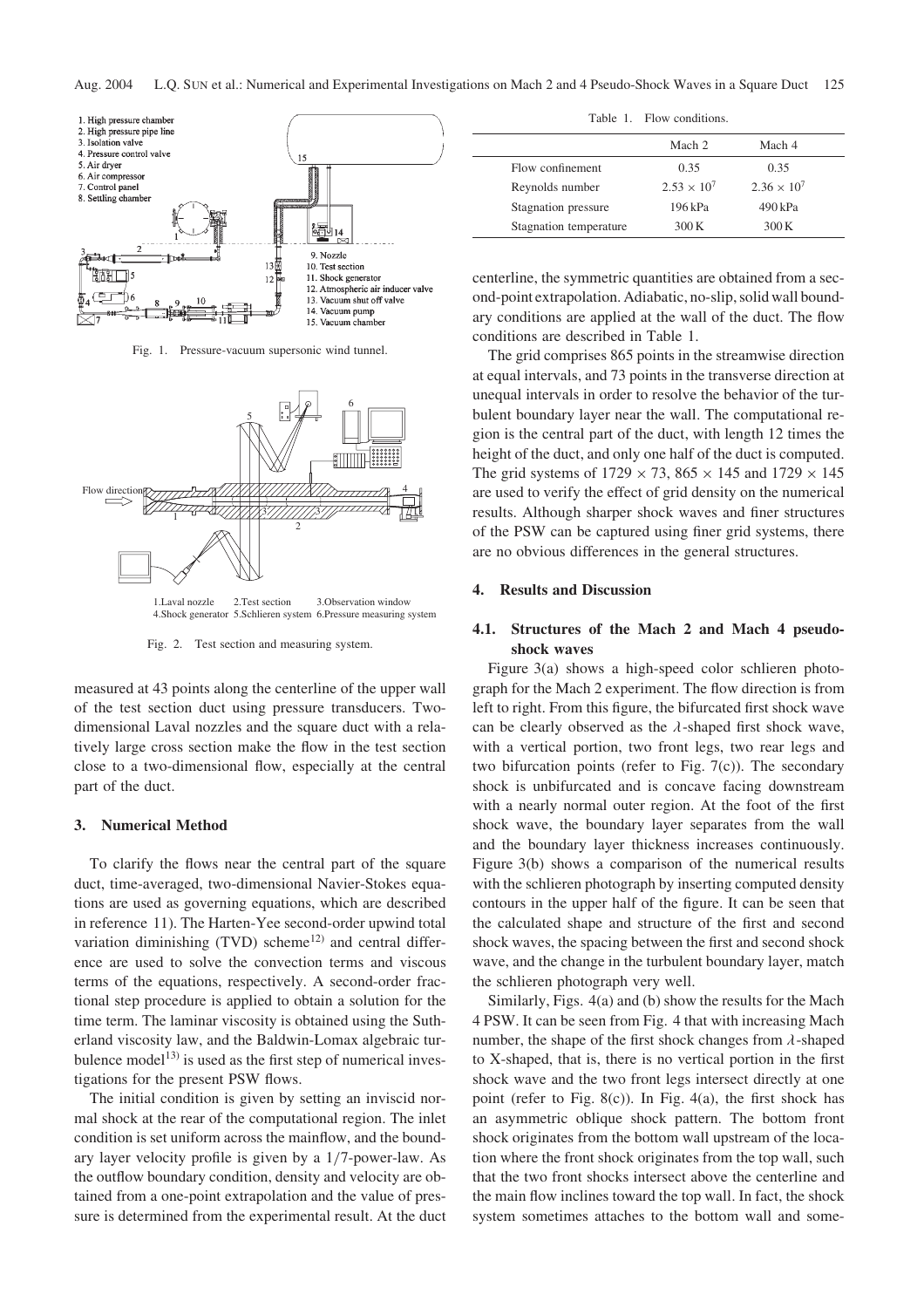Fig. 1. Pressure-vacuum supersonic wind tunnel.

Fig. 2. Test section and measuring system.

measured at 43 points along the centerline of the upper wall of the test section duct using pressure transducers. Two-dimensional Laval nozzles and the square duct with a relatively large cross section make the flow in the test section close to a two-dimensional flow, especially at the central part of the duct.

## 3. Numerical Method

To clarify the flows near the central part of the square duct, time-averaged, two-dimensional Navier-Stokes equations are used as governing equations, which are described in reference 11). The Harten-Yee second-order upwind total variation diminishing (TVD) scheme[12] and central difference are used to solve the convection terms and viscous terms of the equations, respectively. A second-order fractional step procedure is applied to obtain a solution for the time term. The laminar viscosity is obtained using the Sutherland viscosity law, and the Baldwin-Lomax algebraic turbulence model[13] is used as the first step of numerical investigations for the present PSW flows.

The initial condition is given by setting an inviscid normal shock at the rear of the computational region. The inlet condition is set uniform across the mainflow, and the boundary layer velocity profile is given by a 1/7-power-law. As the outflow boundary condition, density and velocity are obtained from a one-point extrapolation and the value of pressure is determined from the experimental result. At the duct centerline, the symmetric quantities are obtained from a second-point extrapolation. Adiabatic, no-slip, solid wall boundary conditions are applied at the wall of the duct. The flow conditions are described in Table 1.

Table 1. Flow conditions.

| | Mach 2 | Mach 4 |
|---|---|---|
| Flow confinement | 0.35 | 0.35 |
| Reynolds number | $2.53 \times 10^7$ | $2.36 \times 10^7$ |
| Stagnation pressure | 196 kPa | 490 kPa |
| Stagnation temperature | 300 K | 300 K |

The grid comprises 865 points in the streamwise direction at equal intervals, and 73 points in the transverse direction at unequal intervals in order to resolve the behavior of the turbulent boundary layer near the wall. The computational region is the central part of the duct, with length 12 times the height of the duct, and only one half of the duct is computed. The grid systems of $1729 \times 73$, $865 \times 145$ and $1729 \times 145$ are used to verify the effect of grid density on the numerical results. Although sharper shock waves and finer structures of the PSW can be captured using finer grid systems, there are no obvious differences in the general structures.

## 4. Results and Discussion

### 4.1. Structures of the Mach 2 and Mach 4 pseudo-shock waves

Figure 3(a) shows a high-speed color schlieren photograph for the Mach 2 experiment. The flow direction is from left to right. From this figure, the bifurcated first shock wave can be clearly observed as the $\lambda$-shaped first shock wave, with a vertical portion, two front legs, two rear legs and two bifurcation points (refer to Fig. 7(c)). The secondary shock is unbifurcated and is concave facing downstream with a nearly normal outer region. At the foot of the first shock wave, the boundary layer separates from the wall and the boundary layer thickness increases continuously. Figure 3(b) shows a comparison of the numerical results with the schlieren photograph by inserting computed density contours in the upper half of the figure. It can be seen that the calculated shape and structure of the first and second shock waves, the spacing between the first and second shock wave, and the change in the turbulent boundary layer, match the schlieren photograph very well.

Similarly, Figs. 4(a) and (b) show the results for the Mach 4 PSW. It can be seen from Fig. 4 that with increasing Mach number, the shape of the first shock changes from $\lambda$-shaped to X-shaped, that is, there is no vertical portion in the first shock wave and the two front legs intersect directly at one point (refer to Fig. 8(c)). In Fig. 4(a), the first shock has an asymmetric oblique shock pattern. The bottom front shock originates from the bottom wall upstream of the location where the front shock originates from the top wall, such that the two front shocks intersect above the centerline and the main flow inclines toward the top wall. In fact, the shock system sometimes attaches to the bottom wall and some-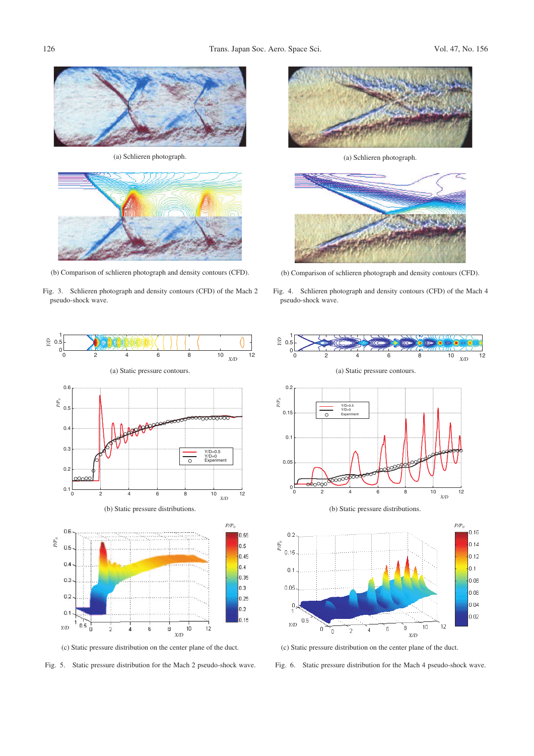(a) Schlieren photograph.

(b) Comparison of schlieren photograph and density contours (CFD).

Fig. 3. Schlieren photograph and density contours (CFD) of the Mach 2 pseudo-shock wave.

(a) Schlieren photograph.

(b) Comparison of schlieren photograph and density contours (CFD).

Fig. 4. Schlieren photograph and density contours (CFD) of the Mach 4 pseudo-shock wave.

(a) Static pressure contours.

(b) Static pressure distributions.

(c) Static pressure distribution on the center plane of the duct.

Fig. 5. Static pressure distribution for the Mach 2 pseudo-shock wave.

(a) Static pressure contours.

(b) Static pressure distributions.

(c) Static pressure distribution on the center plane of the duct.

Fig. 6. Static pressure distribution for the Mach 4 pseudo-shock wave.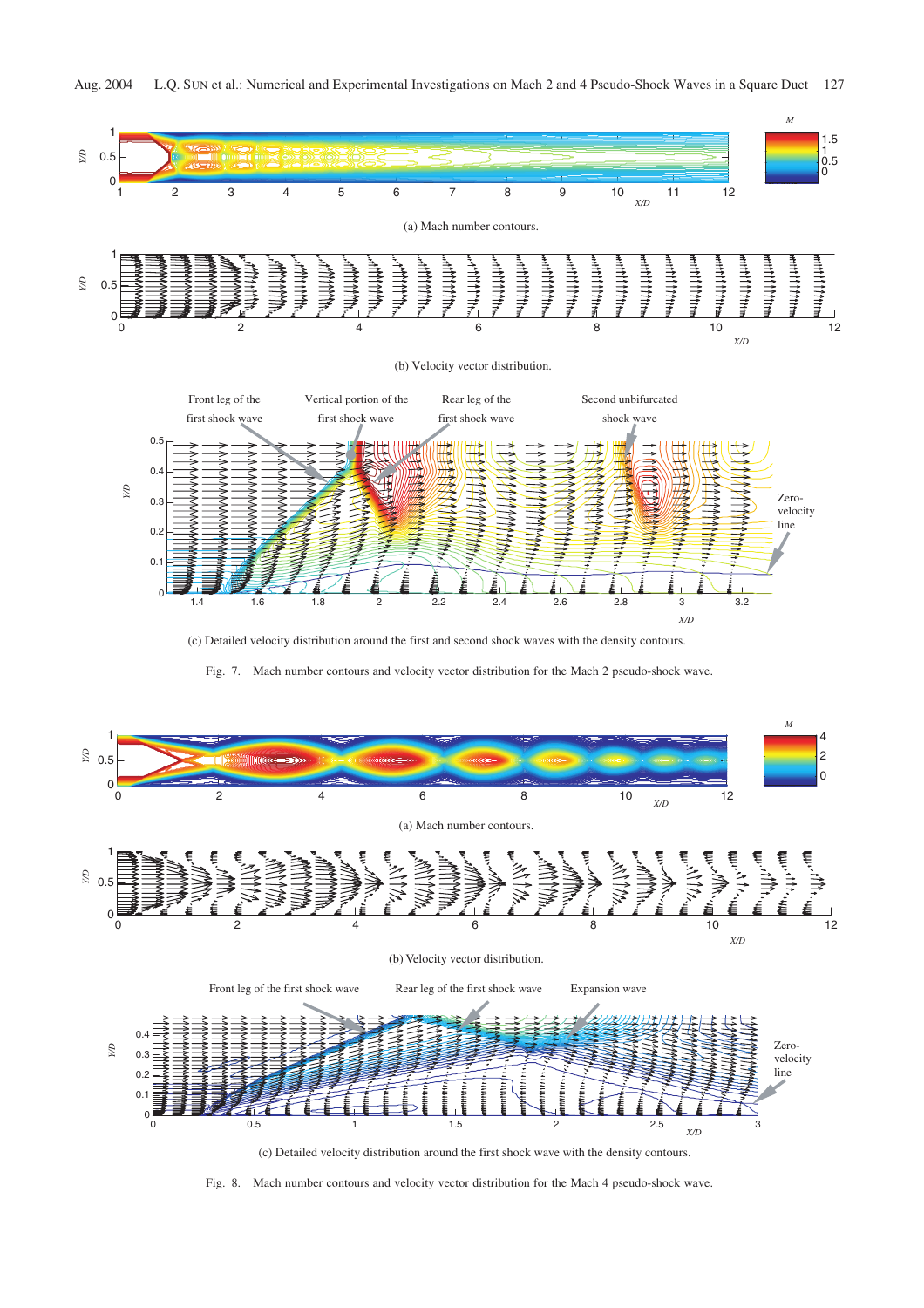(a) Mach number contours.

(b) Velocity vector distribution.

(c) Detailed velocity distribution around the first and second shock waves with the density contours.

Fig. 7. Mach number contours and velocity vector distribution for the Mach 2 pseudo-shock wave.

(a) Mach number contours.

(b) Velocity vector distribution.

(c) Detailed velocity distribution around the first shock wave with the density contours.

Fig. 8. Mach number contours and velocity vector distribution for the Mach 4 pseudo-shock wave.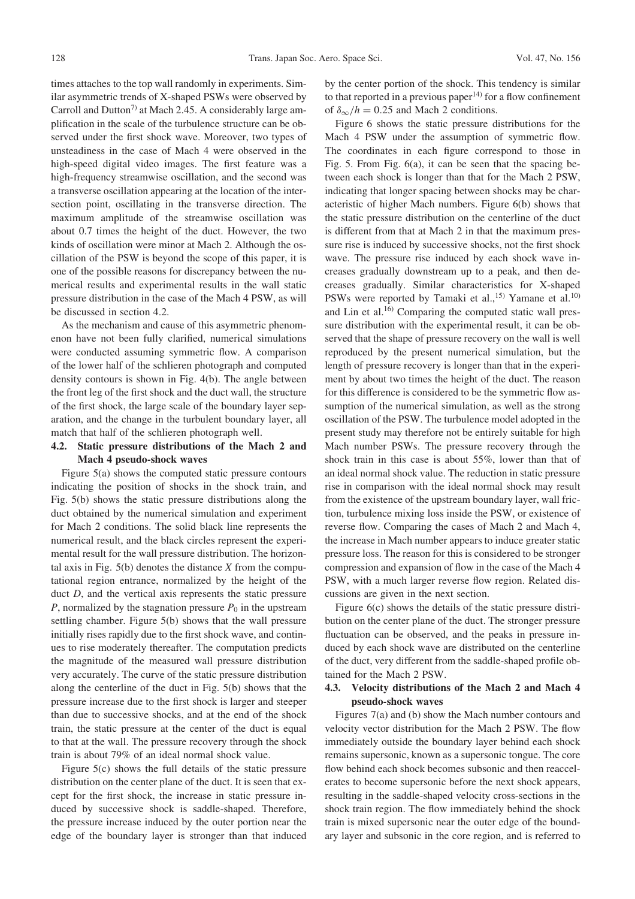times attaches to the top wall randomly in experiments. Similar asymmetric trends of X-shaped PSWs were observed by Carroll and Dutton[7] at Mach 2.45. A considerably large amplification in the scale of the turbulence structure can be observed under the first shock wave. Moreover, two types of unsteadiness in the case of Mach 4 were observed in the high-speed digital video images. The first feature was a high-frequency streamwise oscillation, and the second was a transverse oscillation appearing at the location of the intersection point, oscillating in the transverse direction. The maximum amplitude of the streamwise oscillation was about 0.7 times the height of the duct. However, the two kinds of oscillation were minor at Mach 2. Although the oscillation of the PSW is beyond the scope of this paper, it is one of the possible reasons for discrepancy between the numerical results and experimental results in the wall static pressure distribution in the case of the Mach 4 PSW, as will be discussed in section 4.2.

As the mechanism and cause of this asymmetric phenomenon have not been fully clarified, numerical simulations were conducted assuming symmetric flow. A comparison of the lower half of the schlieren photograph and computed density contours is shown in Fig. 4(b). The angle between the front leg of the first shock and the duct wall, the structure of the first shock, the large scale of the boundary layer separation, and the change in the turbulent boundary layer, all match that half of the schlieren photograph well.

### 4.2. Static pressure distributions of the Mach 2 and Mach 4 pseudo-shock waves

Figure 5(a) shows the computed static pressure contours indicating the position of shocks in the shock train, and Fig. 5(b) shows the static pressure distributions along the duct obtained by the numerical simulation and experiment for Mach 2 conditions. The solid black line represents the numerical result, and the black circles represent the experimental result for the wall pressure distribution. The horizontal axis in Fig. 5(b) denotes the distance $X$ from the computational region entrance, normalized by the height of the duct $D$, and the vertical axis represents the static pressure $P$, normalized by the stagnation pressure $P_0$ in the upstream settling chamber. Figure 5(b) shows that the wall pressure initially rises rapidly due to the first shock wave, and continues to rise moderately thereafter. The computation predicts the magnitude of the measured wall pressure distribution very accurately. The curve of the static pressure distribution along the centerline of the duct in Fig. 5(b) shows that the pressure increase due to the first shock is larger and steeper than due to successive shocks, and at the end of the shock train, the static pressure at the center of the duct is equal to that at the wall. The pressure recovery through the shock train is about 79% of an ideal normal shock value.

Figure 5(c) shows the full details of the static pressure distribution on the center plane of the duct. It is seen that except for the first shock, the increase in static pressure induced by successive shock is saddle-shaped. Therefore, the pressure increase induced by the outer portion near the edge of the boundary layer is stronger than that induced by the center portion of the shock. This tendency is similar to that reported in a previous paper[14] for a flow confinement of $\delta_\infty/h = 0.25$ and Mach 2 conditions.

Figure 6 shows the static pressure distributions for the Mach 4 PSW under the assumption of symmetric flow. The coordinates in each figure correspond to those in Fig. 5. From Fig. 6(a), it can be seen that the spacing between each shock is longer than that for the Mach 2 PSW, indicating that longer spacing between shocks may be characteristic of higher Mach numbers. Figure 6(b) shows that the static pressure distribution on the centerline of the duct is different from that at Mach 2 in that the maximum pressure rise is induced by successive shocks, not the first shock wave. The pressure rise induced by each shock wave increases gradually downstream up to a peak, and then decreases gradually. Similar characteristics for X-shaped PSWs were reported by Tamaki et al.,[15] Yamane et al.[10] and Lin et al.[16] Comparing the computed static wall pressure distribution with the experimental result, it can be observed that the shape of pressure recovery on the wall is well reproduced by the present numerical simulation, but the length of pressure recovery is longer than that in the experiment by about two times the height of the duct. The reason for this difference is considered to be the symmetric flow assumption of the numerical simulation, as well as the strong oscillation of the PSW. The turbulence model adopted in the present study may therefore not be entirely suitable for high Mach number PSWs. The pressure recovery through the shock train in this case is about 55%, lower than that of an ideal normal shock value. The reduction in static pressure rise in comparison with the ideal normal shock may result from the existence of the upstream boundary layer, wall friction, turbulence mixing loss inside the PSW, or existence of reverse flow. Comparing the cases of Mach 2 and Mach 4, the increase in Mach number appears to induce greater static pressure loss. The reason for this is considered to be stronger compression and expansion of flow in the case of the Mach 4 PSW, with a much larger reverse flow region. Related discussions are given in the next section.

Figure 6(c) shows the details of the static pressure distribution on the center plane of the duct. The stronger pressure fluctuation can be observed, and the peaks in pressure induced by each shock wave are distributed on the centerline of the duct, very different from the saddle-shaped profile obtained for the Mach 2 PSW.

### 4.3. Velocity distributions of the Mach 2 and Mach 4 pseudo-shock waves

Figures 7(a) and (b) show the Mach number contours and velocity vector distribution for the Mach 2 PSW. The flow immediately outside the boundary layer behind each shock remains supersonic, known as a supersonic tongue. The core flow behind each shock becomes subsonic and then reaccelerates to become supersonic before the next shock appears, resulting in the saddle-shaped velocity cross-sections in the shock train region. The flow immediately behind the shock train is mixed supersonic near the outer edge of the boundary layer and subsonic in the core region, and is referred to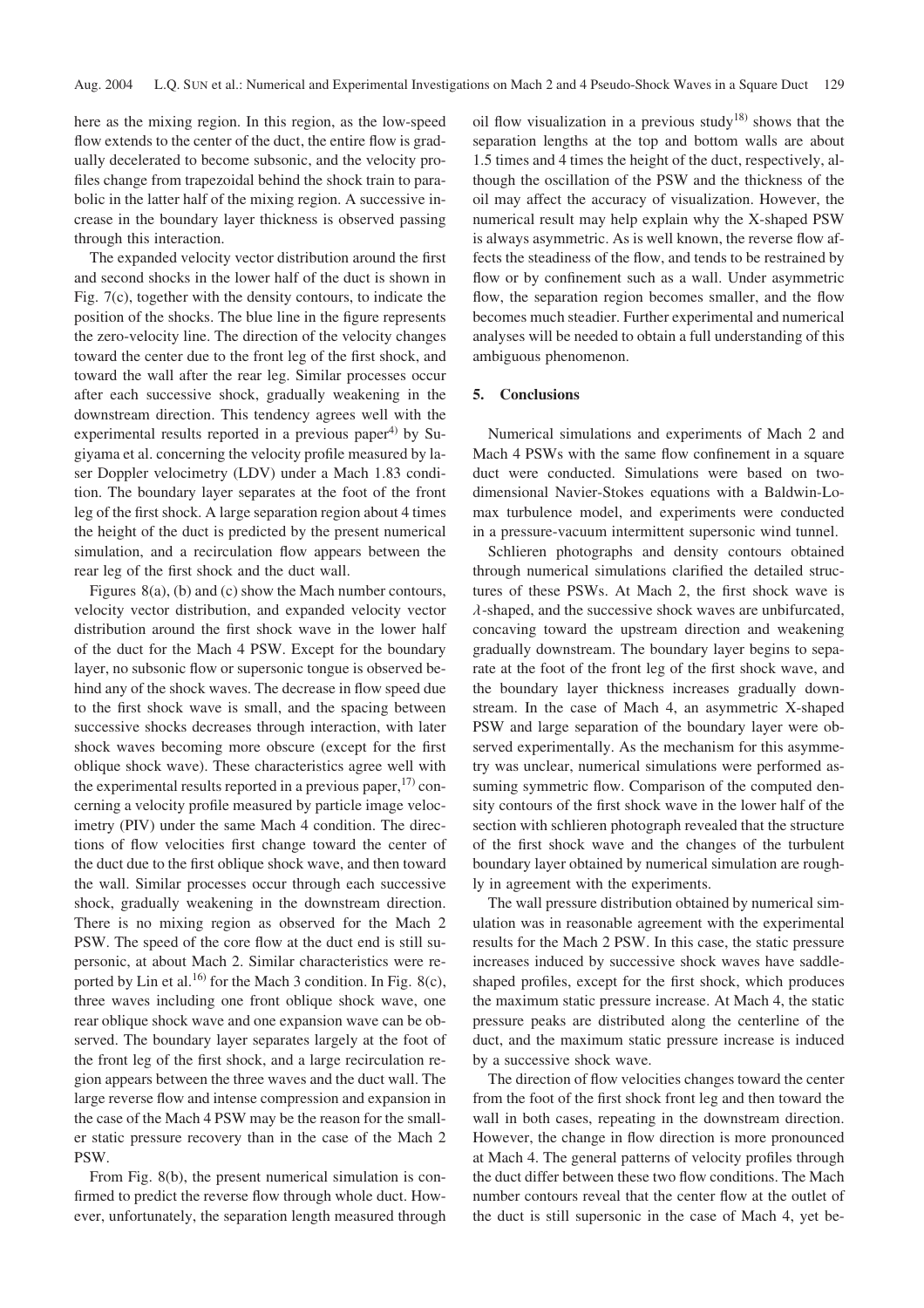here as the mixing region. In this region, as the low-speed flow extends to the center of the duct, the entire flow is gradually decelerated to become subsonic, and the velocity profiles change from trapezoidal behind the shock train to parabolic in the latter half of the mixing region. A successive increase in the boundary layer thickness is observed passing through this interaction.

The expanded velocity vector distribution around the first and second shocks in the lower half of the duct is shown in Fig. 7(c), together with the density contours, to indicate the position of the shocks. The blue line in the figure represents the zero-velocity line. The direction of the velocity changes toward the center due to the front leg of the first shock, and toward the wall after the rear leg. Similar processes occur after each successive shock, gradually weakening in the downstream direction. This tendency agrees well with the experimental results reported in a previous paper[4] by Sugiyama et al. concerning the velocity profile measured by laser Doppler velocimetry (LDV) under a Mach 1.83 condition. The boundary layer separates at the foot of the front leg of the first shock. A large separation region about 4 times the height of the duct is predicted by the present numerical simulation, and a recirculation flow appears between the rear leg of the first shock and the duct wall.

Figures 8(a), (b) and (c) show the Mach number contours, velocity vector distribution, and expanded velocity vector distribution around the first shock wave in the lower half of the duct for the Mach 4 PSW. Except for the boundary layer, no subsonic flow or supersonic tongue is observed behind any of the shock waves. The decrease in flow speed due to the first shock wave is small, and the spacing between successive shocks decreases through interaction, with later shock waves becoming more obscure (except for the first oblique shock wave). These characteristics agree well with the experimental results reported in a previous paper,[17] concerning a velocity profile measured by particle image velocimetry (PIV) under the same Mach 4 condition. The directions of flow velocities first change toward the center of the duct due to the first oblique shock wave, and then toward the wall. Similar processes occur through each successive shock, gradually weakening in the downstream direction. There is no mixing region as observed for the Mach 2 PSW. The speed of the core flow at the duct end is still supersonic, at about Mach 2. Similar characteristics were reported by Lin et al.[16] for the Mach 3 condition. In Fig. 8(c), three waves including one front oblique shock wave, one rear oblique shock wave and one expansion wave can be observed. The boundary layer separates largely at the foot of the front leg of the first shock, and a large recirculation region appears between the three waves and the duct wall. The large reverse flow and intense compression and expansion in the case of the Mach 4 PSW may be the reason for the smaller static pressure recovery than in the case of the Mach 2 PSW.

From Fig. 8(b), the present numerical simulation is confirmed to predict the reverse flow through whole duct. However, unfortunately, the separation length measured through oil flow visualization in a previous study[18] shows that the separation lengths at the top and bottom walls are about 1.5 times and 4 times the height of the duct, respectively, although the oscillation of the PSW and the thickness of the oil may affect the accuracy of visualization. However, the numerical result may help explain why the X-shaped PSW is always asymmetric. As is well known, the reverse flow affects the steadiness of the flow, and tends to be restrained by flow or by confinement such as a wall. Under asymmetric flow, the separation region becomes smaller, and the flow becomes much steadier. Further experimental and numerical analyses will be needed to obtain a full understanding of this ambiguous phenomenon.

## 5. Conclusions

Numerical simulations and experiments of Mach 2 and Mach 4 PSWs with the same flow confinement in a square duct were conducted. Simulations were based on two-dimensional Navier-Stokes equations with a Baldwin-Lomax turbulence model, and experiments were conducted in a pressure-vacuum intermittent supersonic wind tunnel.

Schlieren photographs and density contours obtained through numerical simulations clarified the detailed structures of these PSWs. At Mach 2, the first shock wave is $\lambda$-shaped, and the successive shock waves are unbifurcated, concaving toward the upstream direction and weakening gradually downstream. The boundary layer begins to separate at the foot of the front leg of the first shock wave, and the boundary layer thickness increases gradually downstream. In the case of Mach 4, an asymmetric X-shaped PSW and large separation of the boundary layer were observed experimentally. As the mechanism for this asymmetry was unclear, numerical simulations were performed assuming symmetric flow. Comparison of the computed density contours of the first shock wave in the lower half of the section with schlieren photograph revealed that the structure of the first shock wave and the changes of the turbulent boundary layer obtained by numerical simulation are roughly in agreement with the experiments.

The wall pressure distribution obtained by numerical simulation was in reasonable agreement with the experimental results for the Mach 2 PSW. In this case, the static pressure increases induced by successive shock waves have saddle-shaped profiles, except for the first shock, which produces the maximum static pressure increase. At Mach 4, the static pressure peaks are distributed along the centerline of the duct, and the maximum static pressure increase is induced by a successive shock wave.

The direction of flow velocities changes toward the center from the foot of the first shock front leg and then toward the wall in both cases, repeating in the downstream direction. However, the change in flow direction is more pronounced at Mach 4. The general patterns of velocity profiles through the duct differ between these two flow conditions. The Mach number contours reveal that the center flow at the outlet of the duct is still supersonic in the case of Mach 4, yet be-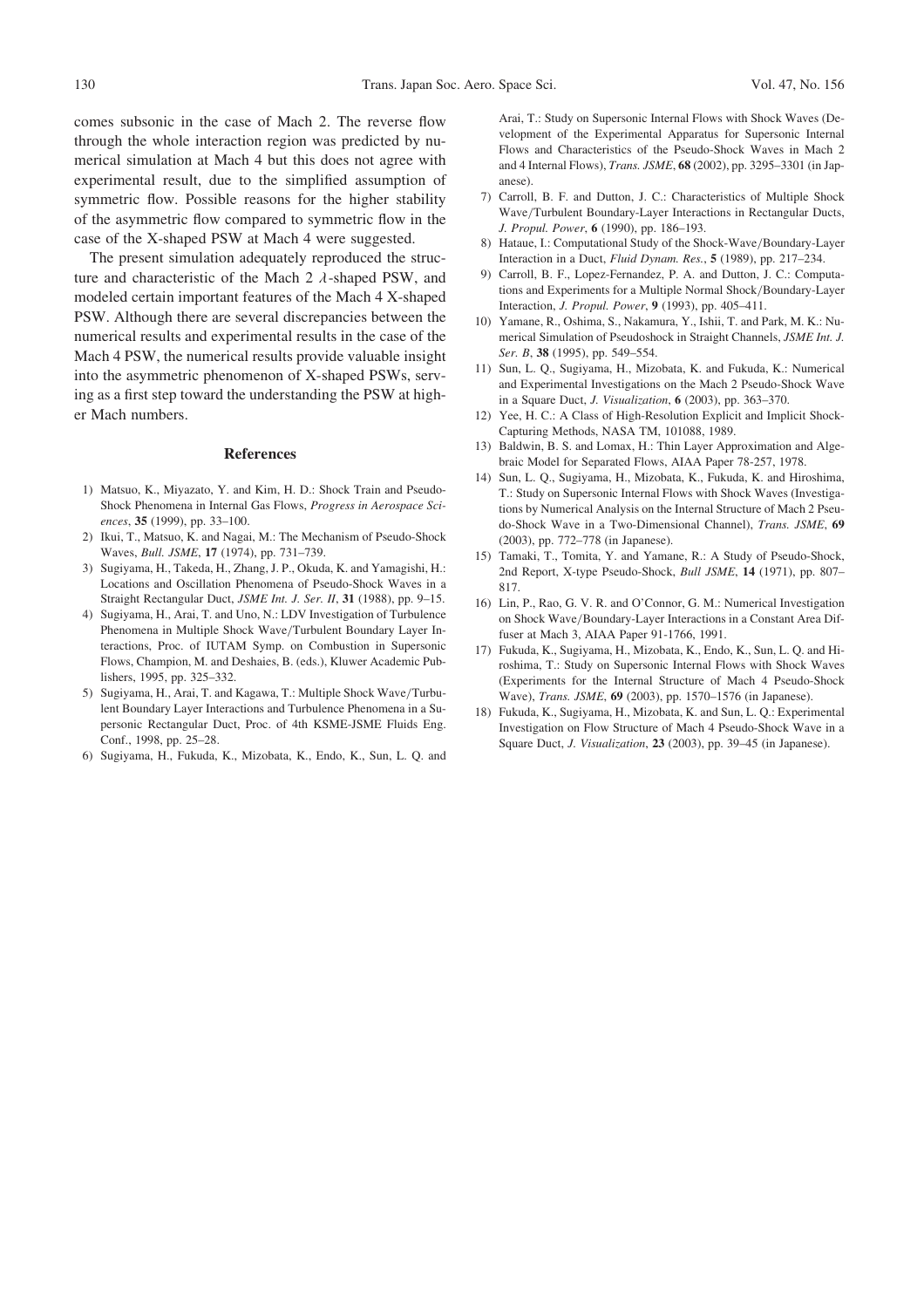comes subsonic in the case of Mach 2. The reverse flow through the whole interaction region was predicted by numerical simulation at Mach 4 but this does not agree with experimental result, due to the simplified assumption of symmetric flow. Possible reasons for the higher stability of the asymmetric flow compared to symmetric flow in the case of the X-shaped PSW at Mach 4 were suggested.

The present simulation adequately reproduced the structure and characteristic of the Mach 2 $\lambda$-shaped PSW, and modeled certain important features of the Mach 4 X-shaped PSW. Although there are several discrepancies between the numerical results and experimental results in the case of the Mach 4 PSW, the numerical results provide valuable insight into the asymmetric phenomenon of X-shaped PSWs, serving as a first step toward the understanding the PSW at higher Mach numbers.

## References

1) Matsuo, K., Miyazato, Y. and Kim, H. D.: Shock Train and Pseudo-Shock Phenomena in Internal Gas Flows, *Progress in Aerospace Sciences*, **35** (1999), pp. 33–100.
2) Ikui, T., Matsuo, K. and Nagai, M.: The Mechanism of Pseudo-Shock Waves, *Bull. JSME*, **17** (1974), pp. 731–739.
3) Sugiyama, H., Takeda, H., Zhang, J. P., Okuda, K. and Yamagishi, H.: Locations and Oscillation Phenomena of Pseudo-Shock Waves in a Straight Rectangular Duct, *JSME Int. J. Ser. II*, **31** (1988), pp. 9–15.
4) Sugiyama, H., Arai, T. and Uno, N.: LDV Investigation of Turbulence Phenomena in Multiple Shock Wave/Turbulent Boundary Layer Interactions, Proc. of IUTAM Symp. on Combustion in Supersonic Flows, Champion, M. and Deshaies, B. (eds.), Kluwer Academic Publishers, 1995, pp. 325–332.
5) Sugiyama, H., Arai, T. and Kagawa, T.: Multiple Shock Wave/Turbulent Boundary Layer Interactions and Turbulence Phenomena in a Supersonic Rectangular Duct, Proc. of 4th KSME-JSME Fluids Eng. Conf., 1998, pp. 25–28.
6) Sugiyama, H., Fukuda, K., Mizobata, K., Endo, K., Sun, L. Q. and Arai, T.: Study on Supersonic Internal Flows with Shock Waves (Development of the Experimental Apparatus for Supersonic Internal Flows and Characteristics of the Pseudo-Shock Waves in Mach 2 and 4 Internal Flows), *Trans. JSME*, **68** (2002), pp. 3295–3301 (in Japanese).
7) Carroll, B. F. and Dutton, J. C.: Characteristics of Multiple Shock Wave/Turbulent Boundary-Layer Interactions in Rectangular Ducts, *J. Propul. Power*, **6** (1990), pp. 186–193.
8) Hataue, I.: Computational Study of the Shock-Wave/Boundary-Layer Interaction in a Duct, *Fluid Dynam. Res.*, **5** (1989), pp. 217–234.
9) Carroll, B. F., Lopez-Fernandez, P. A. and Dutton, J. C.: Computations and Experiments for a Multiple Normal Shock/Boundary-Layer Interaction, *J. Propul. Power*, **9** (1993), pp. 405–411.
10) Yamane, R., Oshima, S., Nakamura, Y., Ishii, T. and Park, M. K.: Numerical Simulation of Pseudoshock in Straight Channels, *JSME Int. J. Ser. B*, **38** (1995), pp. 549–554.
11) Sun, L. Q., Sugiyama, H., Mizobata, K. and Fukuda, K.: Numerical and Experimental Investigations on the Mach 2 Pseudo-Shock Wave in a Square Duct, *J. Visualization*, **6** (2003), pp. 363–370.
12) Yee, H. C.: A Class of High-Resolution Explicit and Implicit Shock-Capturing Methods, NASA TM, 101088, 1989.
13) Baldwin, B. S. and Lomax, H.: Thin Layer Approximation and Algebraic Model for Separated Flows, AIAA Paper 78-257, 1978.
14) Sun, L. Q., Sugiyama, H., Mizobata, K., Fukuda, K. and Hiroshima, T.: Study on Supersonic Internal Flows with Shock Waves (Investigations by Numerical Analysis on the Internal Structure of Mach 2 Pseudo-Shock Wave in a Two-Dimensional Channel), *Trans. JSME*, **69** (2003), pp. 772–778 (in Japanese).
15) Tamaki, T., Tomita, Y. and Yamane, R.: A Study of Pseudo-Shock, 2nd Report, X-type Pseudo-Shock, *Bull JSME*, **14** (1971), pp. 807–817.
16) Lin, P., Rao, G. V. R. and O'Connor, G. M.: Numerical Investigation on Shock Wave/Boundary-Layer Interactions in a Constant Area Diffuser at Mach 3, AIAA Paper 91-1766, 1991.
17) Fukuda, K., Sugiyama, H., Mizobata, K., Endo, K., Sun, L. Q. and Hiroshima, T.: Study on Supersonic Internal Flows with Shock Waves (Experiments for the Internal Structure of Mach 4 Pseudo-Shock Wave), *Trans. JSME*, **69** (2003), pp. 1570–1576 (in Japanese).
18) Fukuda, K., Sugiyama, H., Mizobata, K. and Sun, L. Q.: Experimental Investigation on Flow Structure of Mach 4 Pseudo-Shock Wave in a Square Duct, *J. Visualization*, **23** (2003), pp. 39–45 (in Japanese).